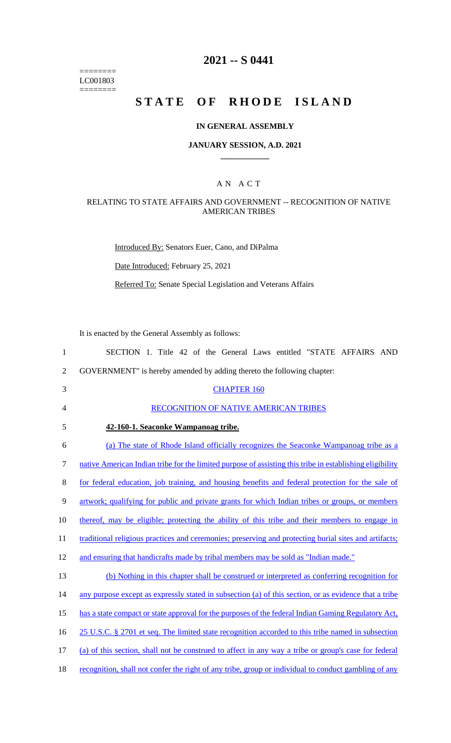========
LC001803
========

# 2021 -- S 0441

# STATE OF RHODE ISLAND

### IN GENERAL ASSEMBLY

### JANUARY SESSION, A.D. 2021

## A N A C T

### RELATING TO STATE AFFAIRS AND GOVERNMENT -- RECOGNITION OF NATIVE AMERICAN TRIBES

Introduced By: Senators Euer, Cano, and DiPalma

Date Introduced: February 25, 2021

Referred To: Senate Special Legislation and Veterans Affairs

It is enacted by the General Assembly as follows:

1 SECTION 1. Title 42 of the General Laws entitled "STATE AFFAIRS AND
2 GOVERNMENT" is hereby amended by adding thereto the following chapter:

3 CHAPTER 160

4 RECOGNITION OF NATIVE AMERICAN TRIBES

5 **42-160-1. Seaconke Wampanoag tribe.**

6 (a) The state of Rhode Island officially recognizes the Seaconke Wampanoag tribe as a
7 native American Indian tribe for the limited purpose of assisting this tribe in establishing eligibility
8 for federal education, job training, and housing benefits and federal protection for the sale of
9 artwork; qualifying for public and private grants for which Indian tribes or groups, or members
10 thereof, may be eligible; protecting the ability of this tribe and their members to engage in
11 traditional religious practices and ceremonies; preserving and protecting burial sites and artifacts;
12 and ensuring that handicrafts made by tribal members may be sold as "Indian made."

13 (b) Nothing in this chapter shall be construed or interpreted as conferring recognition for
14 any purpose except as expressly stated in subsection (a) of this section, or as evidence that a tribe
15 has a state compact or state approval for the purposes of the federal Indian Gaming Regulatory Act,
16 25 U.S.C. § 2701 et seq. The limited state recognition accorded to this tribe named in subsection
17 (a) of this section, shall not be construed to affect in any way a tribe or group's case for federal
18 recognition, shall not confer the right of any tribe, group or individual to conduct gambling of any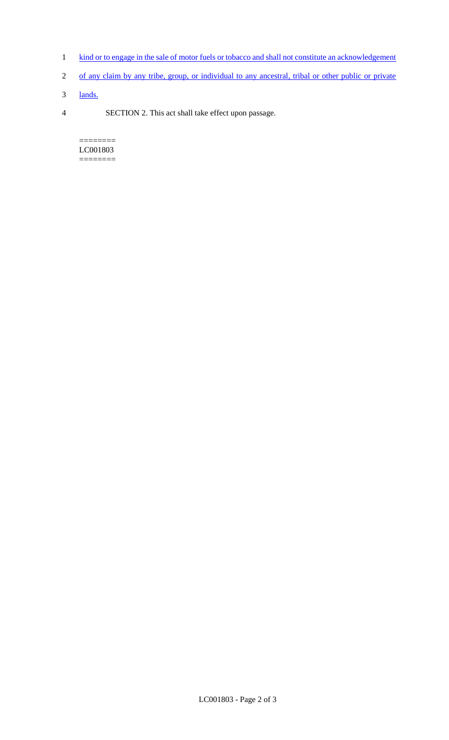kind or to engage in the sale of motor fuels or tobacco and shall not constitute an acknowledgement of any claim by any tribe, group, or individual to any ancestral, tribal or other public or private lands.

SECTION 2. This act shall take effect upon passage.

========
LC001803
========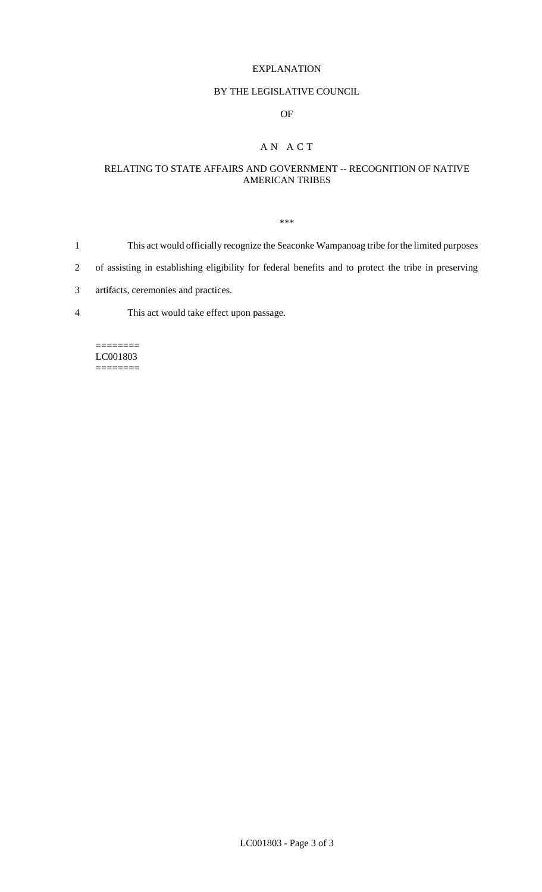EXPLANATION

BY THE LEGISLATIVE COUNCIL

OF

# A N A C T

RELATING TO STATE AFFAIRS AND GOVERNMENT -- RECOGNITION OF NATIVE AMERICAN TRIBES

\*\*\*

1 This act would officially recognize the Seaconke Wampanoag tribe for the limited purposes

2 of assisting in establishing eligibility for federal benefits and to protect the tribe in preserving

3 artifacts, ceremonies and practices.

4 This act would take effect upon passage.

========
LC001803
========